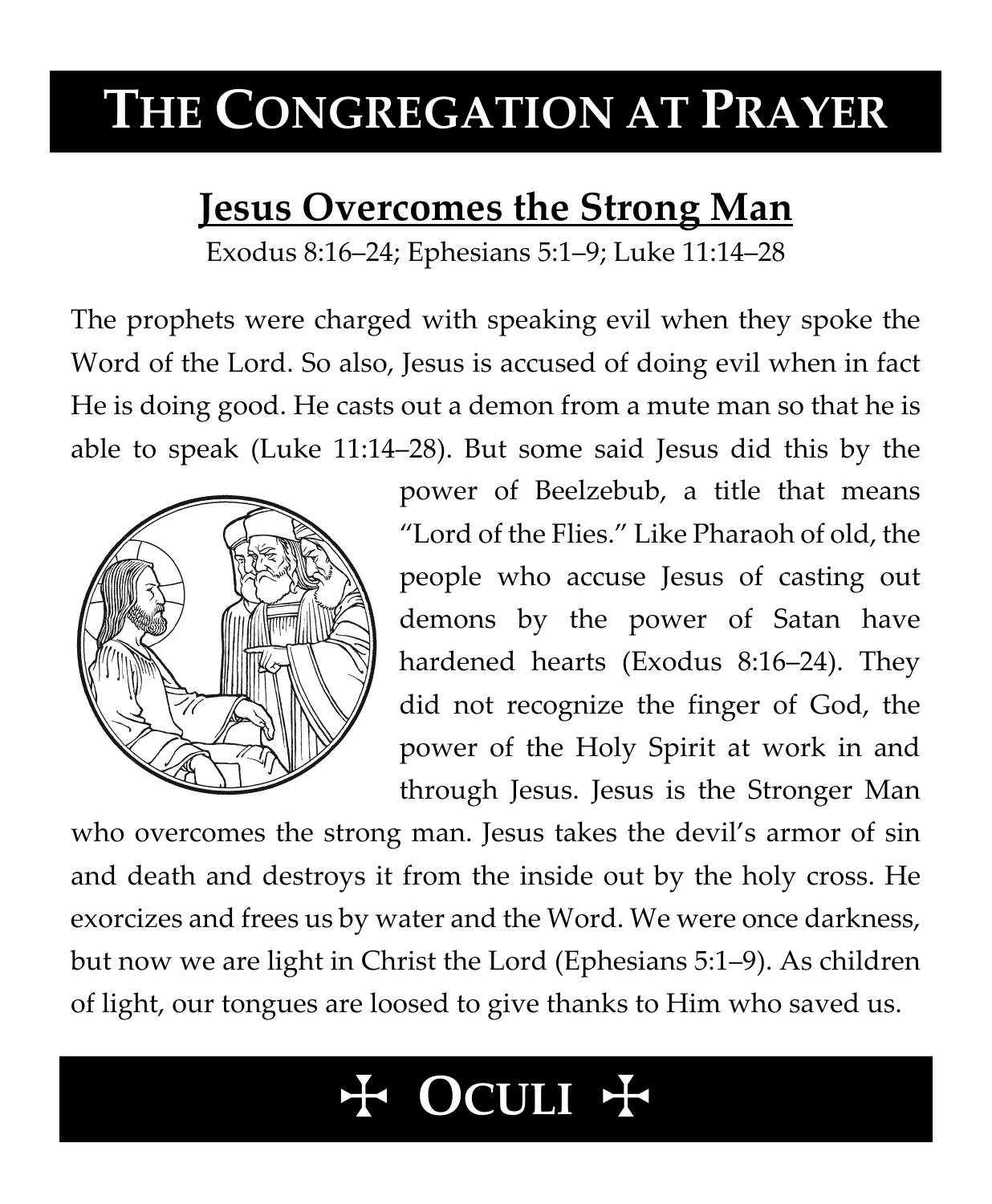# THE CONGREGATION AT PRAYER

## Jesus Overcomes the Strong Man

Exodus 8:16–24; Ephesians 5:1–9; Luke 11:14–28

The prophets were charged with speaking evil when they spoke the Word of the Lord. So also, Jesus is accused of doing evil when in fact He is doing good. He casts out a demon from a mute man so that he is able to speak (Luke 11:14–28). But some said Jesus did this by the power of Beelzebub, a title that means "Lord of the Flies." Like Pharaoh of old, the people who accuse Jesus of casting out demons by the power of Satan have hardened hearts (Exodus 8:16–24). They did not recognize the finger of God, the power of the Holy Spirit at work in and through Jesus. Jesus is the Stronger Man who overcomes the strong man. Jesus takes the devil's armor of sin and death and destroys it from the inside out by the holy cross. He exorcizes and frees us by water and the Word. We were once darkness, but now we are light in Christ the Lord (Ephesians 5:1–9). As children of light, our tongues are loosed to give thanks to Him who saved us.

# ✠ OCULI ✠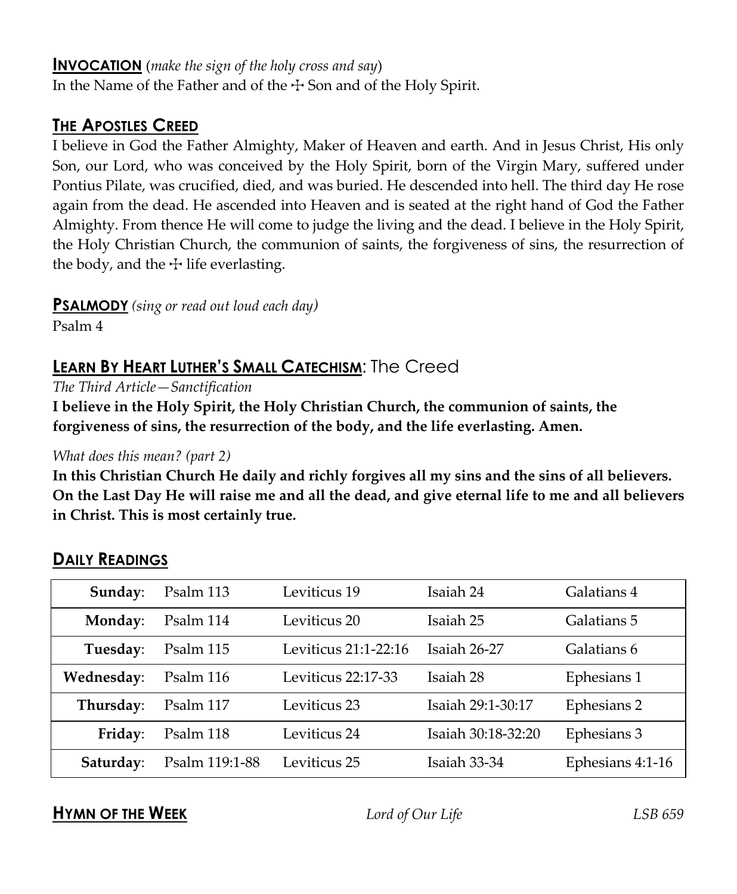## **INVOCATION** (*make the sign of the holy cross and say*)

In the Name of the Father and of the ☩ Son and of the Holy Spirit.

## **THE APOSTLES CREED**

I believe in God the Father Almighty, Maker of Heaven and earth. And in Jesus Christ, His only Son, our Lord, who was conceived by the Holy Spirit, born of the Virgin Mary, suffered under Pontius Pilate, was crucified, died, and was buried. He descended into hell. The third day He rose again from the dead. He ascended into Heaven and is seated at the right hand of God the Father Almighty. From thence He will come to judge the living and the dead. I believe in the Holy Spirit, the Holy Christian Church, the communion of saints, the forgiveness of sins, the resurrection of the body, and the ☩ life everlasting.

## **PSALMODY** *(sing or read out loud each day)*

Psalm 4

## **LEARN BY HEART LUTHER'S SMALL CATECHISM**: The Creed

*The Third Article—Sanctification*

**I believe in the Holy Spirit, the Holy Christian Church, the communion of saints, the forgiveness of sins, the resurrection of the body, and the life everlasting. Amen.**

*What does this mean? (part 2)*

**In this Christian Church He daily and richly forgives all my sins and the sins of all believers. On the Last Day He will raise me and all the dead, and give eternal life to me and all believers in Christ. This is most certainly true.**

## **DAILY READINGS**

| | | | | |
|---|---|---|---|---|
| **Sunday**: | Psalm 113 | Leviticus 19 | Isaiah 24 | Galatians 4 |
| **Monday**: | Psalm 114 | Leviticus 20 | Isaiah 25 | Galatians 5 |
| **Tuesday**: | Psalm 115 | Leviticus 21:1-22:16 | Isaiah 26-27 | Galatians 6 |
| **Wednesday**: | Psalm 116 | Leviticus 22:17-33 | Isaiah 28 | Ephesians 1 |
| **Thursday**: | Psalm 117 | Leviticus 23 | Isaiah 29:1-30:17 | Ephesians 2 |
| **Friday**: | Psalm 118 | Leviticus 24 | Isaiah 30:18-32:20 | Ephesians 3 |
| **Saturday**: | Psalm 119:1-88 | Leviticus 25 | Isaiah 33-34 | Ephesians 4:1-16 |

## **HYMN OF THE WEEK** *Lord of Our Life* *LSB 659*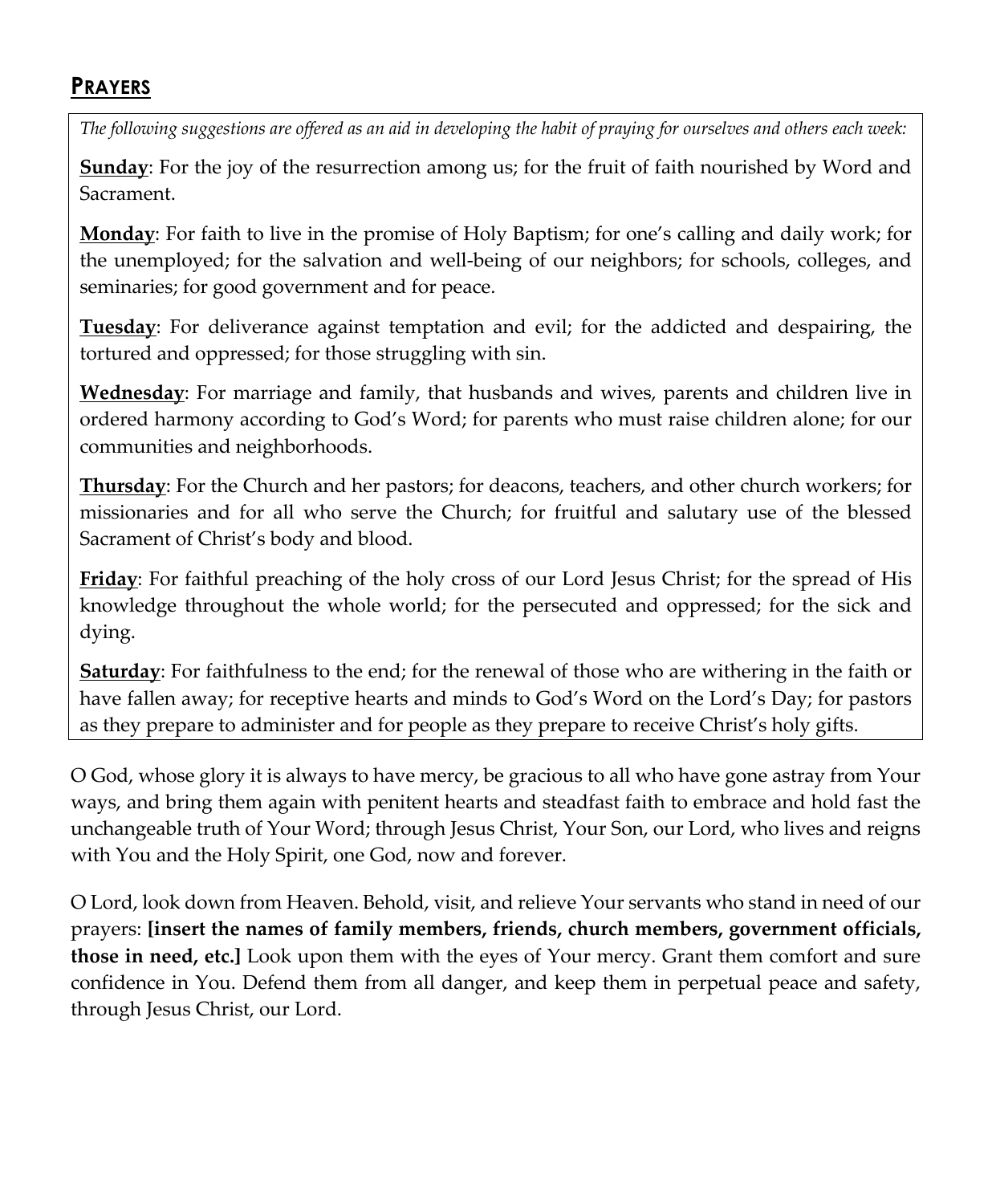## PRAYERS

*The following suggestions are offered as an aid in developing the habit of praying for ourselves and others each week:*

**Sunday**: For the joy of the resurrection among us; for the fruit of faith nourished by Word and Sacrament.

**Monday**: For faith to live in the promise of Holy Baptism; for one's calling and daily work; for the unemployed; for the salvation and well-being of our neighbors; for schools, colleges, and seminaries; for good government and for peace.

**Tuesday**: For deliverance against temptation and evil; for the addicted and despairing, the tortured and oppressed; for those struggling with sin.

**Wednesday**: For marriage and family, that husbands and wives, parents and children live in ordered harmony according to God's Word; for parents who must raise children alone; for our communities and neighborhoods.

**Thursday**: For the Church and her pastors; for deacons, teachers, and other church workers; for missionaries and for all who serve the Church; for fruitful and salutary use of the blessed Sacrament of Christ's body and blood.

**Friday**: For faithful preaching of the holy cross of our Lord Jesus Christ; for the spread of His knowledge throughout the whole world; for the persecuted and oppressed; for the sick and dying.

**Saturday**: For faithfulness to the end; for the renewal of those who are withering in the faith or have fallen away; for receptive hearts and minds to God's Word on the Lord's Day; for pastors as they prepare to administer and for people as they prepare to receive Christ's holy gifts.

O God, whose glory it is always to have mercy, be gracious to all who have gone astray from Your ways, and bring them again with penitent hearts and steadfast faith to embrace and hold fast the unchangeable truth of Your Word; through Jesus Christ, Your Son, our Lord, who lives and reigns with You and the Holy Spirit, one God, now and forever.

O Lord, look down from Heaven. Behold, visit, and relieve Your servants who stand in need of our prayers: **[insert the names of family members, friends, church members, government officials, those in need, etc.]** Look upon them with the eyes of Your mercy. Grant them comfort and sure confidence in You. Defend them from all danger, and keep them in perpetual peace and safety, through Jesus Christ, our Lord.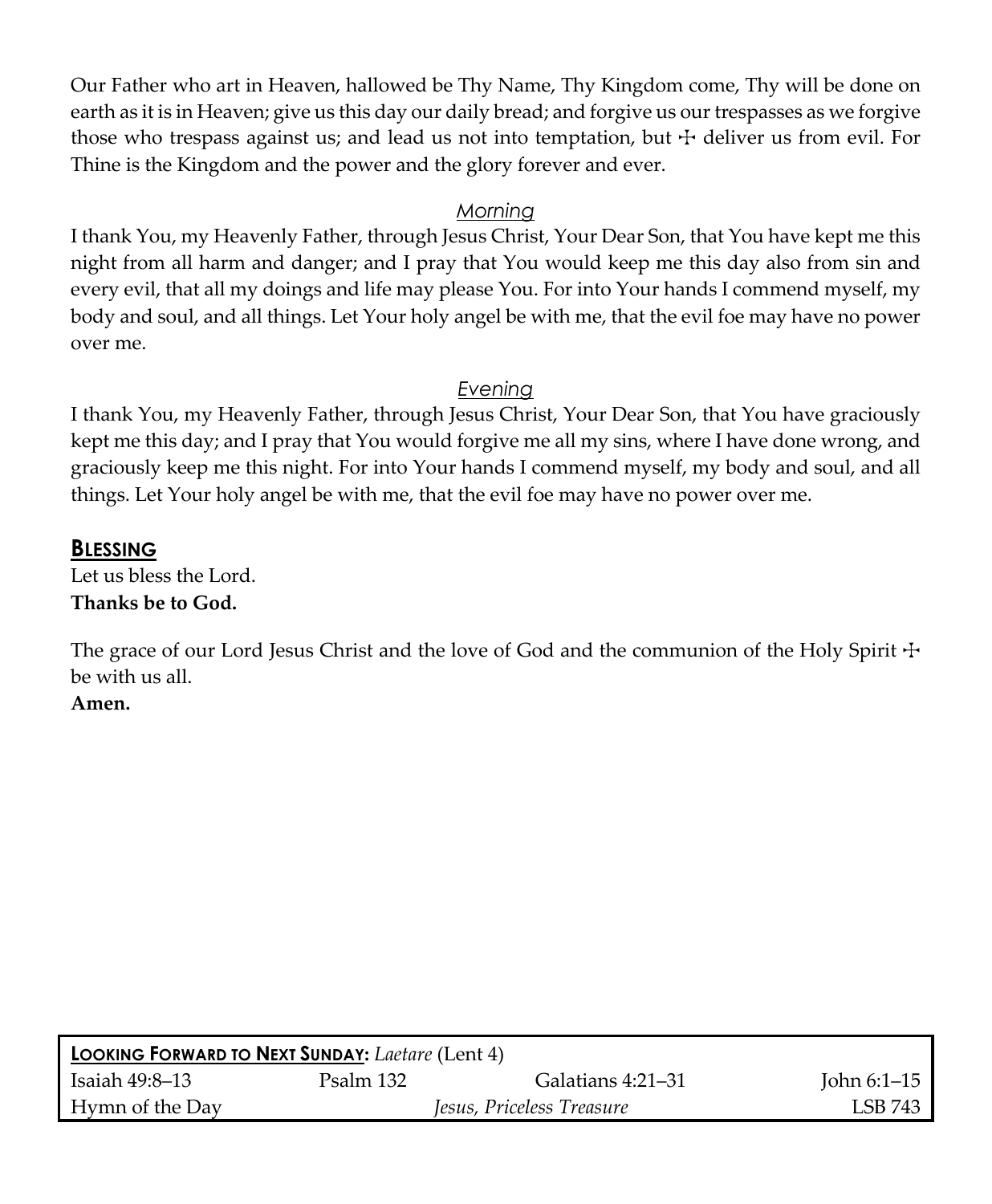Our Father who art in Heaven, hallowed be Thy Name, Thy Kingdom come, Thy will be done on earth as it is in Heaven; give us this day our daily bread; and forgive us our trespasses as we forgive those who trespass against us; and lead us not into temptation, but ☩ deliver us from evil. For Thine is the Kingdom and the power and the glory forever and ever.

*Morning*

I thank You, my Heavenly Father, through Jesus Christ, Your Dear Son, that You have kept me this night from all harm and danger; and I pray that You would keep me this day also from sin and every evil, that all my doings and life may please You. For into Your hands I commend myself, my body and soul, and all things. Let Your holy angel be with me, that the evil foe may have no power over me.

*Evening*

I thank You, my Heavenly Father, through Jesus Christ, Your Dear Son, that You have graciously kept me this day; and I pray that You would forgive me all my sins, where I have done wrong, and graciously keep me this night. For into Your hands I commend myself, my body and soul, and all things. Let Your holy angel be with me, that the evil foe may have no power over me.

## Blessing

Let us bless the Lord.
**Thanks be to God.**

The grace of our Lord Jesus Christ and the love of God and the communion of the Holy Spirit ☩ be with us all.
**Amen.**

| **Looking Forward to Next Sunday:** *Laetare* (Lent 4) | | | |
|---|---|---|---|
| Isaiah 49:8–13 | Psalm 132 | Galatians 4:21–31 | John 6:1–15 |
| Hymn of the Day | | *Jesus, Priceless Treasure* | LSB 743 |